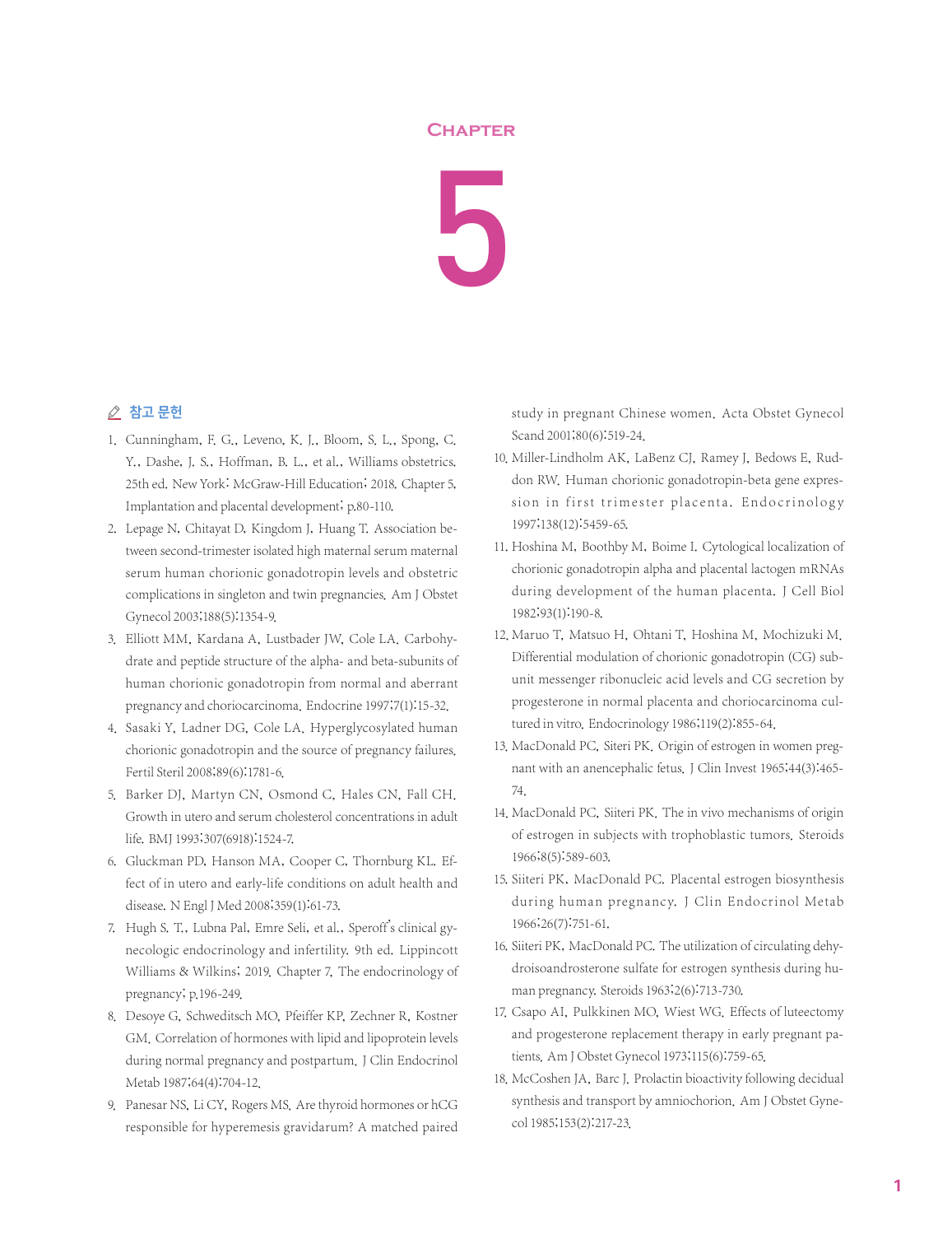# Chapter

# 5

## 참고 문헌

1. Cunningham, F. G., Leveno, K. J., Bloom, S. L., Spong, C. Y., Dashe, J. S., Hoffman, B. L., et al., Williams obstetrics. 25th ed. New York: McGraw-Hill Education; 2018. Chapter 5, Implantation and placental development; p.80-110.
2. Lepage N, Chitayat D, Kingdom J, Huang T. Association between second-trimester isolated high maternal serum maternal serum human chorionic gonadotropin levels and obstetric complications in singleton and twin pregnancies. Am J Obstet Gynecol 2003;188(5):1354-9.
3. Elliott MM, Kardana A, Lustbader JW, Cole LA. Carbohydrate and peptide structure of the alpha- and beta-subunits of human chorionic gonadotropin from normal and aberrant pregnancy and choriocarcinoma. Endocrine 1997;7(1):15-32.
4. Sasaki Y, Ladner DG, Cole LA. Hyperglycosylated human chorionic gonadotropin and the source of pregnancy failures. Fertil Steril 2008;89(6):1781-6.
5. Barker DJ, Martyn CN, Osmond C, Hales CN, Fall CH. Growth in utero and serum cholesterol concentrations in adult life. BMJ 1993;307(6918):1524-7.
6. Gluckman PD, Hanson MA, Cooper C, Thornburg KL. Effect of in utero and early-life conditions on adult health and disease. N Engl J Med 2008;359(1):61-73.
7. Hugh S. T., Lubna Pal, Emre Seli, et al., Speroff's clinical gynecologic endocrinology and infertility. 9th ed. Lippincott Williams & Wilkins; 2019. Chapter 7, The endocrinology of pregnancy; p.196-249.
8. Desoye G, Schweditsch MO, Pfeiffer KP, Zechner R, Kostner GM. Correlation of hormones with lipid and lipoprotein levels during normal pregnancy and postpartum. J Clin Endocrinol Metab 1987;64(4):704-12.
9. Panesar NS, Li CY, Rogers MS. Are thyroid hormones or hCG responsible for hyperemesis gravidarum? A matched paired study in pregnant Chinese women. Acta Obstet Gynecol Scand 2001;80(6):519-24.
10. Miller-Lindholm AK, LaBenz CJ, Ramey J, Bedows E, Ruddon RW. Human chorionic gonadotropin-beta gene expression in first trimester placenta. Endocrinology 1997;138(12):5459-65.
11. Hoshina M, Boothby M, Boime I. Cytological localization of chorionic gonadotropin alpha and placental lactogen mRNAs during development of the human placenta. J Cell Biol 1982;93(1):190-8.
12. Maruo T, Matsuo H, Ohtani T, Hoshina M, Mochizuki M. Differential modulation of chorionic gonadotropin (CG) subunit messenger ribonucleic acid levels and CG secretion by progesterone in normal placenta and choriocarcinoma cultured in vitro. Endocrinology 1986;119(2):855-64.
13. MacDonald PC, Siteri PK. Origin of estrogen in women pregnant with an anencephalic fetus. J Clin Invest 1965;44(3):465-74.
14. MacDonald PC, Siiteri PK. The in vivo mechanisms of origin of estrogen in subjects with trophoblastic tumors. Steroids 1966;8(5):589-603.
15. Siiteri PK, MacDonald PC. Placental estrogen biosynthesis during human pregnancy. J Clin Endocrinol Metab 1966;26(7):751-61.
16. Siiteri PK, MacDonald PC. The utilization of circulating dehydroisoandrosterone sulfate for estrogen synthesis during human pregnancy. Steroids 1963;2(6):713-730.
17. Csapo AI, Pulkkinen MO, Wiest WG. Effects of luteectomy and progesterone replacement therapy in early pregnant patients. Am J Obstet Gynecol 1973;115(6):759-65.
18. McCoshen JA, Barc J. Prolactin bioactivity following decidual synthesis and transport by amniochorion. Am J Obstet Gynecol 1985;153(2):217-23.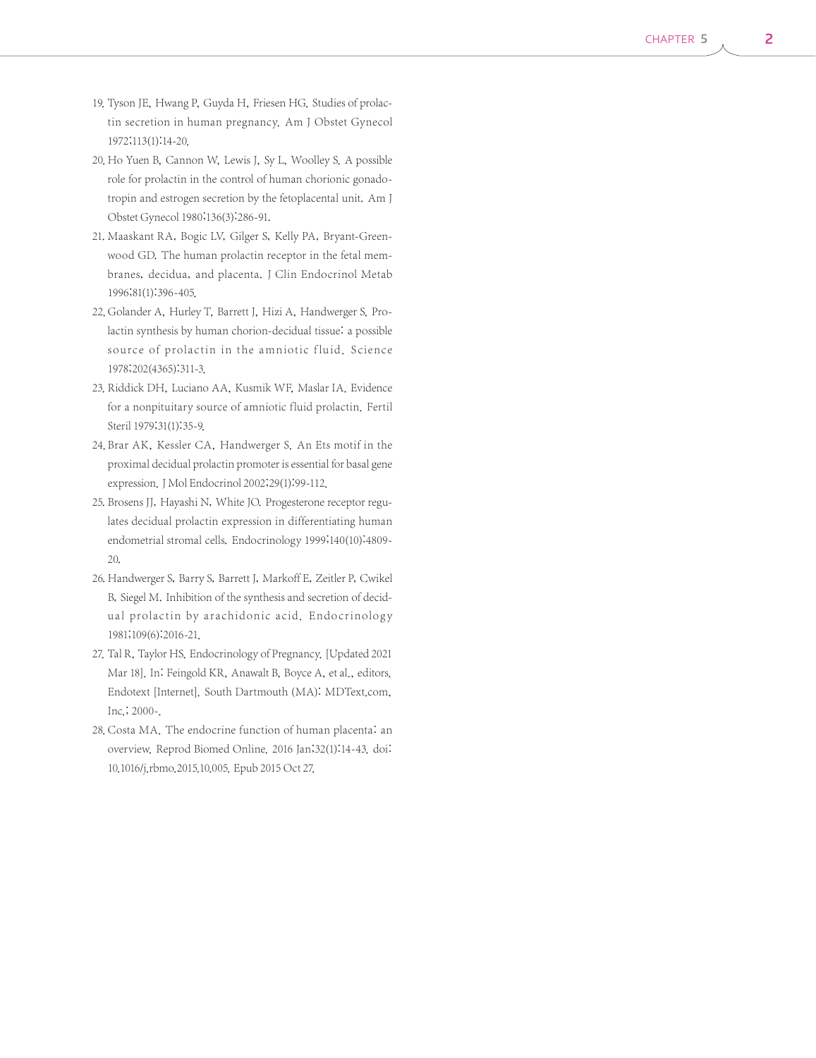19. Tyson JE, Hwang P, Guyda H, Friesen HG. Studies of prolactin secretion in human pregnancy. Am J Obstet Gynecol 1972;113(1):14-20.
20. Ho Yuen B, Cannon W, Lewis J, Sy L, Woolley S. A possible role for prolactin in the control of human chorionic gonadotropin and estrogen secretion by the fetoplacental unit. Am J Obstet Gynecol 1980;136(3):286-91.
21. Maaskant RA, Bogic LV, Gilger S, Kelly PA, Bryant-Greenwood GD. The human prolactin receptor in the fetal membranes, decidua, and placenta. J Clin Endocrinol Metab 1996;81(1):396-405.
22. Golander A, Hurley T, Barrett J, Hizi A, Handwerger S. Prolactin synthesis by human chorion-decidual tissue: a possible source of prolactin in the amniotic fluid. Science 1978;202(4365):311-3.
23. Riddick DH, Luciano AA, Kusmik WF, Maslar IA. Evidence for a nonpituitary source of amniotic fluid prolactin. Fertil Steril 1979;31(1):35-9.
24. Brar AK, Kessler CA, Handwerger S. An Ets motif in the proximal decidual prolactin promoter is essential for basal gene expression. J Mol Endocrinol 2002;29(1):99-112.
25. Brosens JJ, Hayashi N, White JO. Progesterone receptor regulates decidual prolactin expression in differentiating human endometrial stromal cells. Endocrinology 1999;140(10):4809-20.
26. Handwerger S, Barry S, Barrett J, Markoff E, Zeitler P, Cwikel B, Siegel M. Inhibition of the synthesis and secretion of decidual prolactin by arachidonic acid. Endocrinology 1981;109(6):2016-21.
27. Tal R, Taylor HS. Endocrinology of Pregnancy. [Updated 2021 Mar 18]. In: Feingold KR, Anawalt B, Boyce A, et al., editors. Endotext [Internet]. South Dartmouth (MA): MDText.com, Inc.; 2000-.
28. Costa MA. The endocrine function of human placenta: an overview. Reprod Biomed Online. 2016 Jan;32(1):14-43. doi: 10.1016/j.rbmo.2015.10.005. Epub 2015 Oct 27.